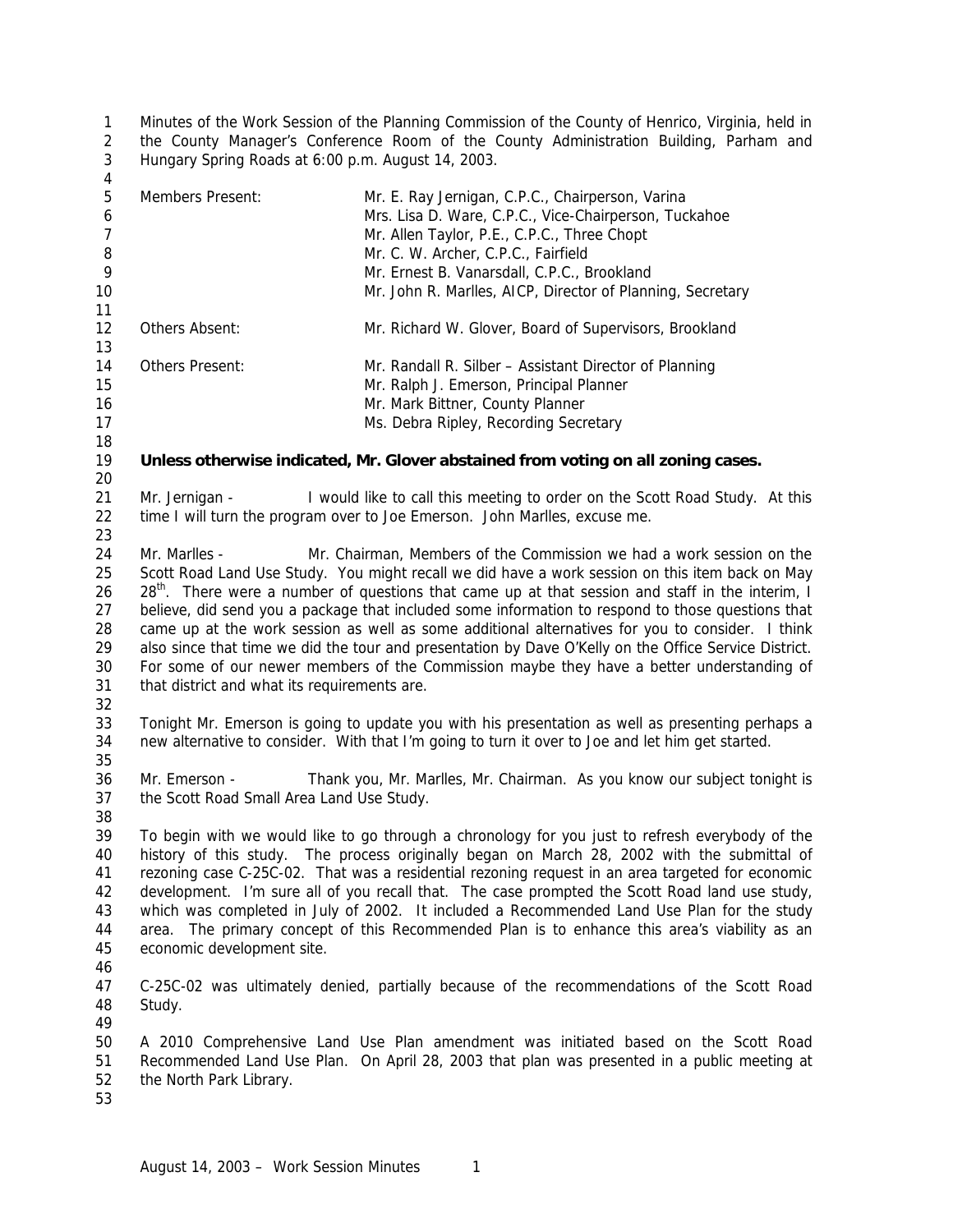Minutes of the Work Session of the Planning Commission of the County of Henrico, Virginia, held in the County Manager's Conference Room of the County Administration Building, Parham and Hungary Spring Roads at 6:00 p.m. August 14, 2003.

| | |
|---|---|
| Members Present: | Mr. E. Ray Jernigan, C.P.C., Chairperson, Varina |
| | Mrs. Lisa D. Ware, C.P.C., Vice-Chairperson, Tuckahoe |
| | Mr. Allen Taylor, P.E., C.P.C., Three Chopt |
| | Mr. C. W. Archer, C.P.C., Fairfield |
| | Mr. Ernest B. Vanarsdall, C.P.C., Brookland |
| | Mr. John R. Marlles, AICP, Director of Planning, Secretary |
| Others Absent: | Mr. Richard W. Glover, Board of Supervisors, Brookland |
| Others Present: | Mr. Randall R. Silber – Assistant Director of Planning |
| | Mr. Ralph J. Emerson, Principal Planner |
| | Mr. Mark Bittner, County Planner |
| | Ms. Debra Ripley, Recording Secretary |

**Unless otherwise indicated, Mr. Glover abstained from voting on all zoning cases.**

Mr. Jernigan - I would like to call this meeting to order on the Scott Road Study. At this time I will turn the program over to Joe Emerson. John Marlles, excuse me.

Mr. Marlles - Mr. Chairman, Members of the Commission we had a work session on the Scott Road Land Use Study. You might recall we did have a work session on this item back on May 28th. There were a number of questions that came up at that session and staff in the interim, I believe, did send you a package that included some information to respond to those questions that came up at the work session as well as some additional alternatives for you to consider. I think also since that time we did the tour and presentation by Dave O'Kelly on the Office Service District. For some of our newer members of the Commission maybe they have a better understanding of that district and what its requirements are.

Tonight Mr. Emerson is going to update you with his presentation as well as presenting perhaps a new alternative to consider. With that I'm going to turn it over to Joe and let him get started.

Mr. Emerson - Thank you, Mr. Marlles, Mr. Chairman. As you know our subject tonight is the Scott Road Small Area Land Use Study.

To begin with we would like to go through a chronology for you just to refresh everybody of the history of this study. The process originally began on March 28, 2002 with the submittal of rezoning case C-25C-02. That was a residential rezoning request in an area targeted for economic development. I'm sure all of you recall that. The case prompted the Scott Road land use study, which was completed in July of 2002. It included a Recommended Land Use Plan for the study area. The primary concept of this Recommended Plan is to enhance this area's viability as an economic development site.

C-25C-02 was ultimately denied, partially because of the recommendations of the Scott Road Study.

A 2010 Comprehensive Land Use Plan amendment was initiated based on the Scott Road Recommended Land Use Plan. On April 28, 2003 that plan was presented in a public meeting at the North Park Library.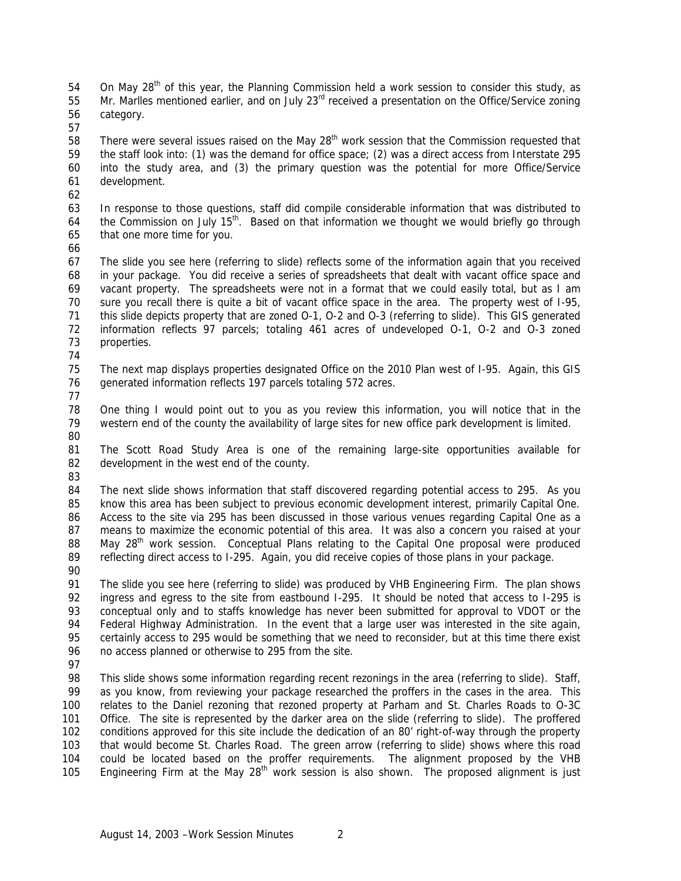On May 28th of this year, the Planning Commission held a work session to consider this study, as Mr. Marlles mentioned earlier, and on July 23rd received a presentation on the Office/Service zoning category.

There were several issues raised on the May 28th work session that the Commission requested that the staff look into: (1) was the demand for office space; (2) was a direct access from Interstate 295 into the study area, and (3) the primary question was the potential for more Office/Service development.

In response to those questions, staff did compile considerable information that was distributed to the Commission on July 15th. Based on that information we thought we would briefly go through that one more time for you.

The slide you see here (referring to slide) reflects some of the information again that you received in your package. You did receive a series of spreadsheets that dealt with vacant office space and vacant property. The spreadsheets were not in a format that we could easily total, but as I am sure you recall there is quite a bit of vacant office space in the area. The property west of I-95, this slide depicts property that are zoned O-1, O-2 and O-3 (referring to slide). This GIS generated information reflects 97 parcels; totaling 461 acres of undeveloped O-1, O-2 and O-3 zoned properties.

The next map displays properties designated Office on the 2010 Plan west of I-95. Again, this GIS generated information reflects 197 parcels totaling 572 acres.

One thing I would point out to you as you review this information, you will notice that in the western end of the county the availability of large sites for new office park development is limited.

The Scott Road Study Area is one of the remaining large-site opportunities available for development in the west end of the county.

The next slide shows information that staff discovered regarding potential access to 295. As you know this area has been subject to previous economic development interest, primarily Capital One. Access to the site via 295 has been discussed in those various venues regarding Capital One as a means to maximize the economic potential of this area. It was also a concern you raised at your May 28th work session. Conceptual Plans relating to the Capital One proposal were produced reflecting direct access to I-295. Again, you did receive copies of those plans in your package.

The slide you see here (referring to slide) was produced by VHB Engineering Firm. The plan shows ingress and egress to the site from eastbound I-295. It should be noted that access to I-295 is conceptual only and to staffs knowledge has never been submitted for approval to VDOT or the Federal Highway Administration. In the event that a large user was interested in the site again, certainly access to 295 would be something that we need to reconsider, but at this time there exist no access planned or otherwise to 295 from the site.

This slide shows some information regarding recent rezonings in the area (referring to slide). Staff, as you know, from reviewing your package researched the proffers in the cases in the area. This relates to the Daniel rezoning that rezoned property at Parham and St. Charles Roads to O-3C Office. The site is represented by the darker area on the slide (referring to slide). The proffered conditions approved for this site include the dedication of an 80' right-of-way through the property that would become St. Charles Road. The green arrow (referring to slide) shows where this road could be located based on the proffer requirements. The alignment proposed by the VHB Engineering Firm at the May 28th work session is also shown. The proposed alignment is just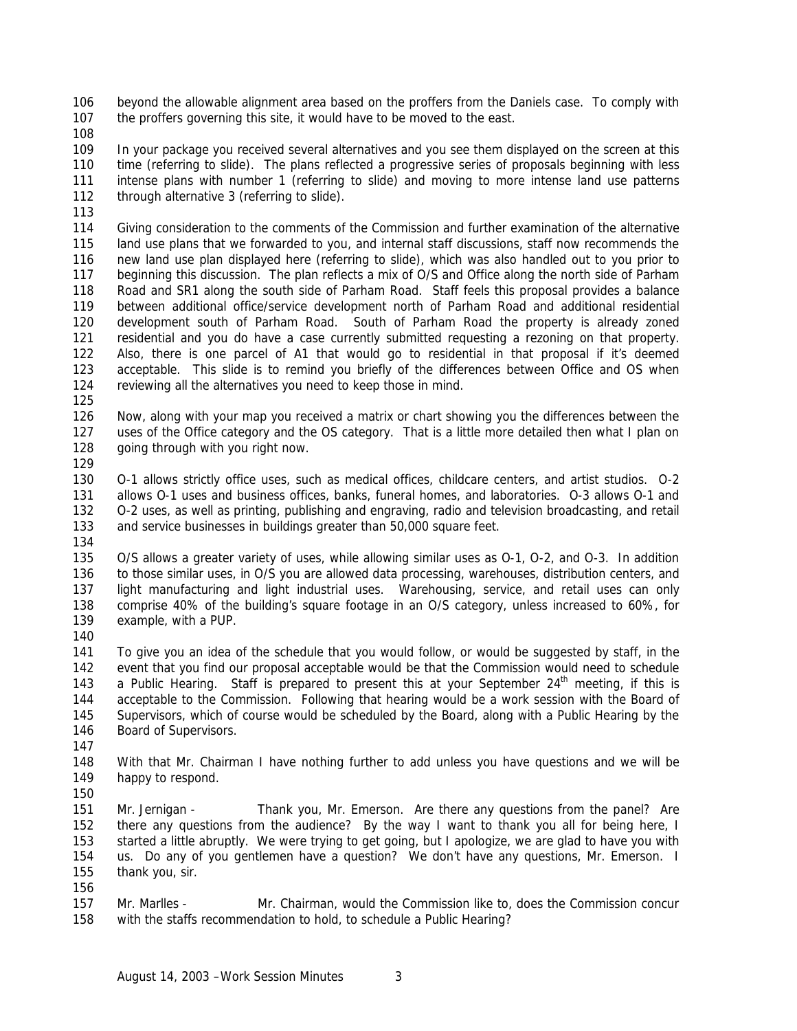beyond the allowable alignment area based on the proffers from the Daniels case. To comply with the proffers governing this site, it would have to be moved to the east.

In your package you received several alternatives and you see them displayed on the screen at this time (referring to slide). The plans reflected a progressive series of proposals beginning with less intense plans with number 1 (referring to slide) and moving to more intense land use patterns through alternative 3 (referring to slide).

Giving consideration to the comments of the Commission and further examination of the alternative land use plans that we forwarded to you, and internal staff discussions, staff now recommends the new land use plan displayed here (referring to slide), which was also handled out to you prior to beginning this discussion. The plan reflects a mix of O/S and Office along the north side of Parham Road and SR1 along the south side of Parham Road. Staff feels this proposal provides a balance between additional office/service development north of Parham Road and additional residential development south of Parham Road. South of Parham Road the property is already zoned residential and you do have a case currently submitted requesting a rezoning on that property. Also, there is one parcel of A1 that would go to residential in that proposal if it's deemed acceptable. This slide is to remind you briefly of the differences between Office and OS when reviewing all the alternatives you need to keep those in mind.

Now, along with your map you received a matrix or chart showing you the differences between the uses of the Office category and the OS category. That is a little more detailed then what I plan on going through with you right now.

O-1 allows strictly office uses, such as medical offices, childcare centers, and artist studios. O-2 allows O-1 uses and business offices, banks, funeral homes, and laboratories. O-3 allows O-1 and O-2 uses, as well as printing, publishing and engraving, radio and television broadcasting, and retail and service businesses in buildings greater than 50,000 square feet.

O/S allows a greater variety of uses, while allowing similar uses as O-1, O-2, and O-3. In addition to those similar uses, in O/S you are allowed data processing, warehouses, distribution centers, and light manufacturing and light industrial uses. Warehousing, service, and retail uses can only comprise 40% of the building's square footage in an O/S category, unless increased to 60%, for example, with a PUP.

To give you an idea of the schedule that you would follow, or would be suggested by staff, in the event that you find our proposal acceptable would be that the Commission would need to schedule a Public Hearing. Staff is prepared to present this at your September 24th meeting, if this is acceptable to the Commission. Following that hearing would be a work session with the Board of Supervisors, which of course would be scheduled by the Board, along with a Public Hearing by the Board of Supervisors.

With that Mr. Chairman I have nothing further to add unless you have questions and we will be happy to respond.

Mr. Jernigan - Thank you, Mr. Emerson. Are there any questions from the panel? Are there any questions from the audience? By the way I want to thank you all for being here, I started a little abruptly. We were trying to get going, but I apologize, we are glad to have you with us. Do any of you gentlemen have a question? We don't have any questions, Mr. Emerson. I thank you, sir.

Mr. Marlles - Mr. Chairman, would the Commission like to, does the Commission concur with the staffs recommendation to hold, to schedule a Public Hearing?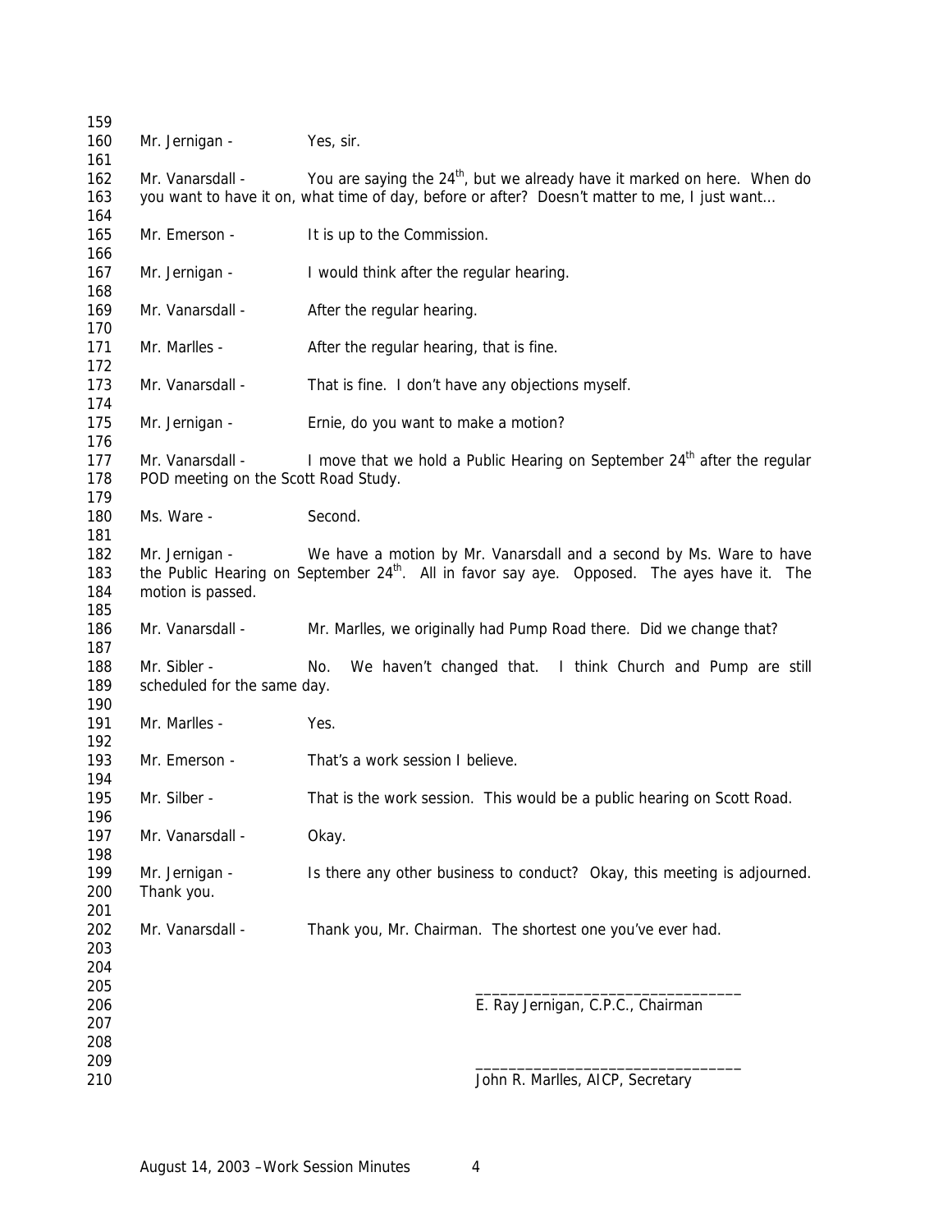Mr. Jernigan - Yes, sir.

Mr. Vanarsdall - You are saying the 24th, but we already have it marked on here. When do you want to have it on, what time of day, before or after? Doesn't matter to me, I just want…

Mr. Emerson - It is up to the Commission.

Mr. Jernigan - I would think after the regular hearing.

Mr. Vanarsdall - After the regular hearing.

Mr. Marlles - After the regular hearing, that is fine.

Mr. Vanarsdall - That is fine. I don't have any objections myself.

Mr. Jernigan - Ernie, do you want to make a motion?

Mr. Vanarsdall - I move that we hold a Public Hearing on September 24th after the regular POD meeting on the Scott Road Study.

Ms. Ware - Second.

Mr. Jernigan - We have a motion by Mr. Vanarsdall and a second by Ms. Ware to have the Public Hearing on September 24th. All in favor say aye. Opposed. The ayes have it. The motion is passed.

Mr. Vanarsdall - Mr. Marlles, we originally had Pump Road there. Did we change that?

Mr. Sibler - No. We haven't changed that. I think Church and Pump are still scheduled for the same day.

Mr. Marlles - Yes.

Mr. Emerson - That's a work session I believe.

Mr. Silber - That is the work session. This would be a public hearing on Scott Road.

Mr. Vanarsdall - Okay.

Mr. Jernigan - Is there any other business to conduct? Okay, this meeting is adjourned. Thank you.

Mr. Vanarsdall - Thank you, Mr. Chairman. The shortest one you've ever had.

\_\_\_\_\_\_\_\_\_\_\_\_\_\_\_\_\_\_\_\_\_\_\_\_\_\_\_\_\_\_\_\_

E. Ray Jernigan, C.P.C., Chairman

\_\_\_\_\_\_\_\_\_\_\_\_\_\_\_\_\_\_\_\_\_\_\_\_\_\_\_\_\_\_\_\_

John R. Marlles, AICP, Secretary